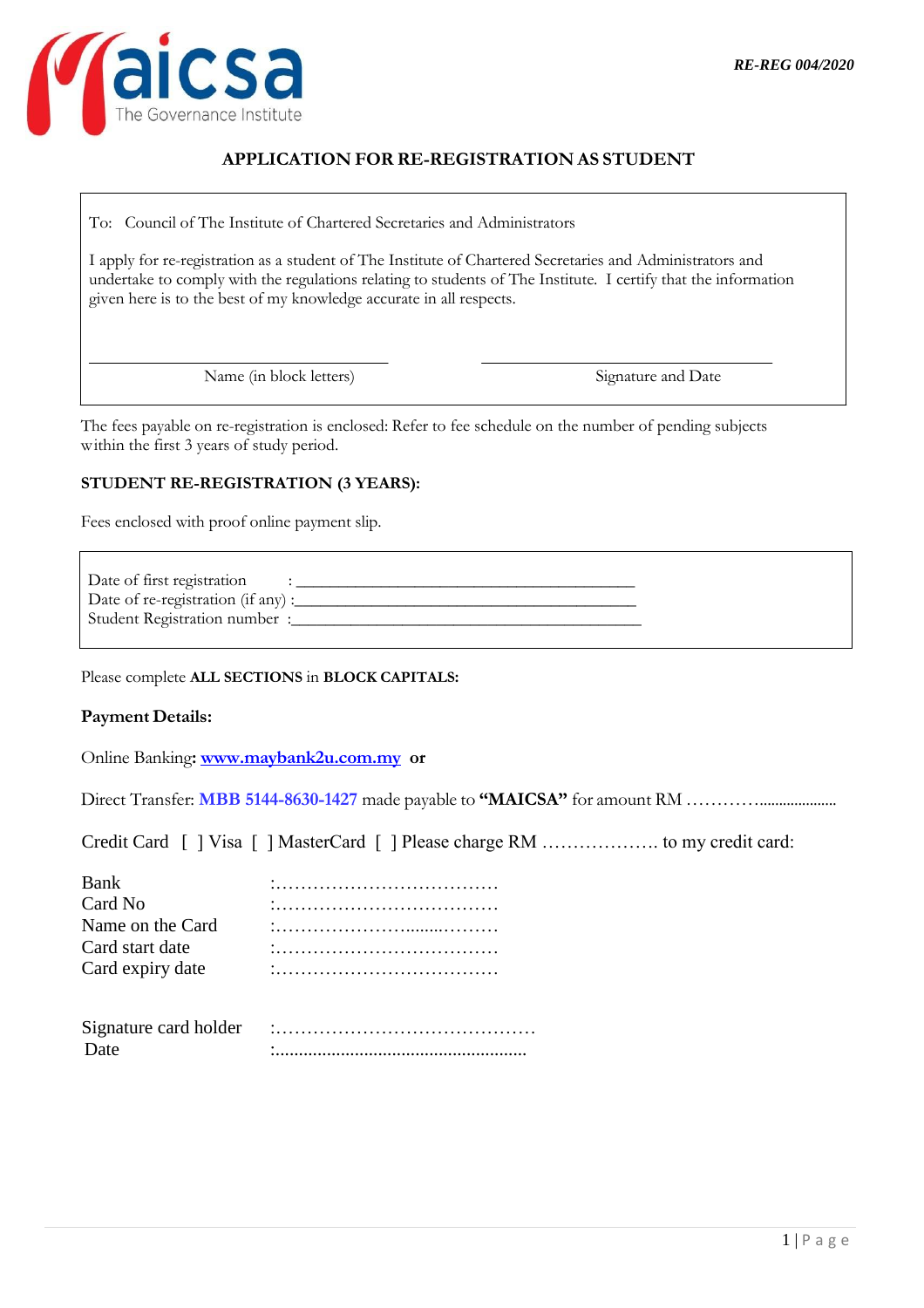maicsa The Governance Institute

*RE-REG 004/2020*

## APPLICATION FOR RE-REGISTRATION AS STUDENT

To: Council of The Institute of Chartered Secretaries and Administrators

I apply for re-registration as a student of The Institute of Chartered Secretaries and Administrators and undertake to comply with the regulations relating to students of The Institute. I certify that the information given here is to the best of my knowledge accurate in all respects.

\_\_\_\_\_\_\_\_\_\_\_\_\_\_\_\_\_\_\_\_\_\_\_\_\_\_\_\_\_\_ \_\_\_\_\_\_\_\_\_\_\_\_\_\_\_\_\_\_\_\_\_\_\_\_\_\_\_\_\_\_

Name (in block letters) Signature and Date

The fees payable on re-registration is enclosed: Refer to fee schedule on the number of pending subjects within the first 3 years of study period.

**STUDENT RE-REGISTRATION (3 YEARS):**

Fees enclosed with proof online payment slip.

Date of first registration : \_\_\_\_\_\_\_\_\_\_\_\_\_\_\_\_\_\_\_\_\_\_\_\_\_\_\_\_\_\_\_\_\_\_\_\_\_\_\_\_

Date of re-registration (if any) :\_\_\_\_\_\_\_\_\_\_\_\_\_\_\_\_\_\_\_\_\_\_\_\_\_\_\_\_\_\_\_\_\_\_\_\_\_\_\_\_

Student Registration number :\_\_\_\_\_\_\_\_\_\_\_\_\_\_\_\_\_\_\_\_\_\_\_\_\_\_\_\_\_\_\_\_\_\_\_\_\_\_\_\_

Please complete **ALL SECTIONS** in **BLOCK CAPITALS:**

**Payment Details:**

Online Banking**:** **www.maybank2u.com.my** **or**

Direct Transfer: **MBB 5144-8630-1427** made payable to **"MAICSA"** for amount RM …………....................

Credit Card [ ] Visa [ ] MasterCard [ ] Please charge RM ………………. to my credit card:

Bank :………………………………

Card No :………………………………

Name on the Card :……………………......………

Card start date :………………………………

Card expiry date :………………………………

Signature card holder :……………………………………

Date :......................................................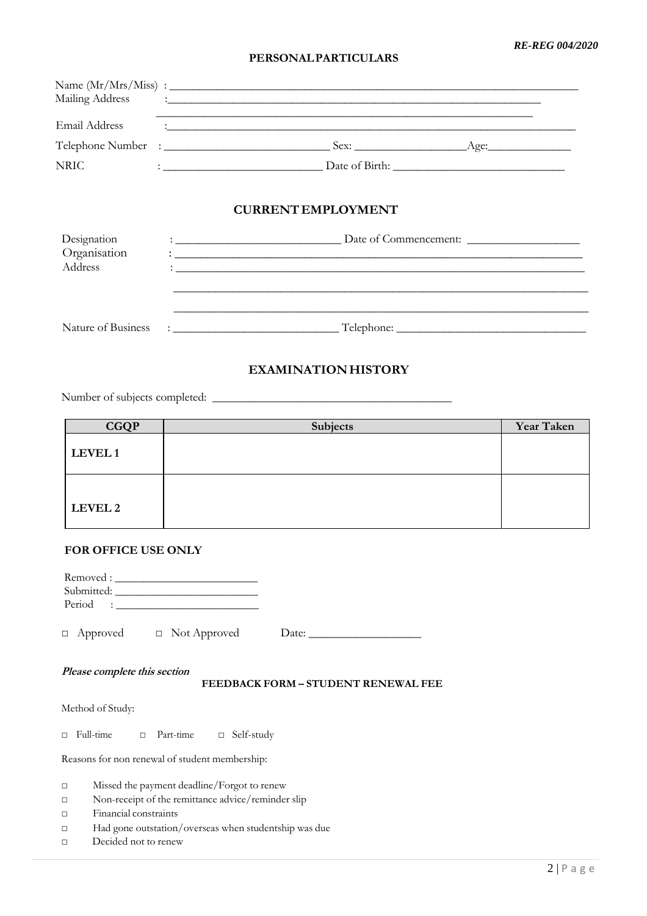RE-REG 004/2020

## PERSONAL PARTICULARS

Name (Mr/Mrs/Miss) : ______________________________________________

Mailing Address : ______________________________________________

______________________________________________

Email Address : ______________________________________________

Telephone Number : ____________________ Sex: ______________ Age: ____________

NRIC : ____________________ Date of Birth: ______________________

## CURRENT EMPLOYMENT

Designation : ____________________ Date of Commencement: ______________

Organisation : ______________________________________________

Address : ______________________________________________

______________________________________________

______________________________________________

Nature of Business : ____________________ Telephone: ______________________

## EXAMINATION HISTORY

Number of subjects completed: ______________________________

| CGQP | Subjects | Year Taken |
|---|---|---|
| **LEVEL 1** | | |
| **LEVEL 2** | | |

### FOR OFFICE USE ONLY

Removed : ____________________

Submitted: ____________________

Period : ____________________

□ Approved □ Not Approved Date: ______________

***Please complete this section***

**FEEDBACK FORM – STUDENT RENEWAL FEE**

Method of Study:

□ Full-time □ Part-time □ Self-study

Reasons for non renewal of student membership:

□ Missed the payment deadline/Forgot to renew

□ Non-receipt of the remittance advice/reminder slip

□ Financial constraints

□ Had gone outstation/overseas when studentship was due

□ Decided not to renew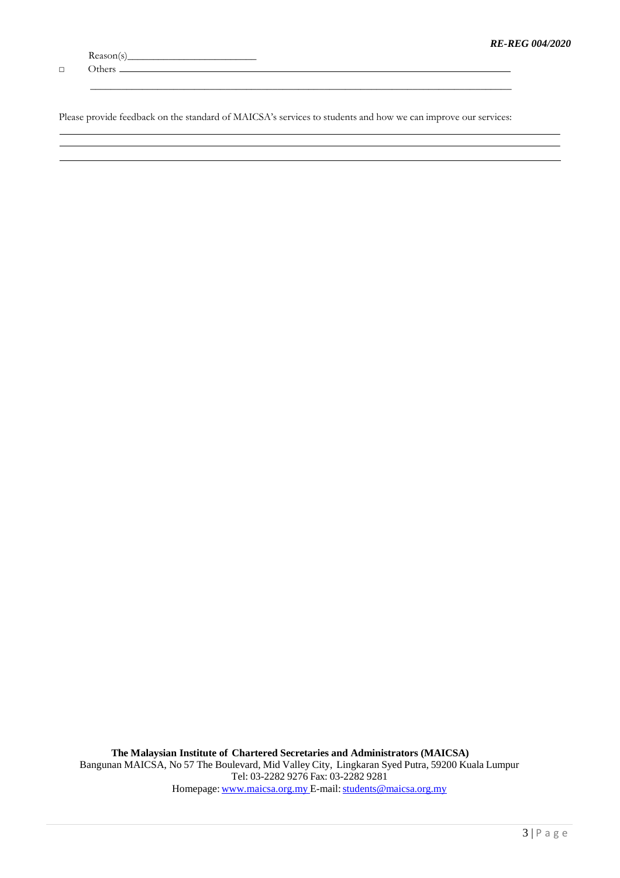Reason(s)\_\_\_\_\_\_\_\_\_\_\_\_\_\_\_\_\_\_\_\_\_\_\_\_\_\_

☐ Others \_\_\_\_\_\_\_\_\_\_\_\_\_\_\_\_\_\_\_\_\_\_\_\_\_\_\_\_\_\_\_\_\_\_\_\_\_\_\_\_\_\_\_\_\_\_\_\_\_\_\_\_\_\_\_\_\_\_\_\_\_\_\_\_\_\_\_\_\_\_\_\_\_\_\_\_\_\_

\_\_\_\_\_\_\_\_\_\_\_\_\_\_\_\_\_\_\_\_\_\_\_\_\_\_\_\_\_\_\_\_\_\_\_\_\_\_\_\_\_\_\_\_\_\_\_\_\_\_\_\_\_\_\_\_\_\_\_\_\_\_\_\_\_\_\_\_\_\_\_\_\_\_\_\_\_\_\_\_\_\_\_\_\_\_

Please provide feedback on the standard of MAICSA's services to students and how we can improve our services:

\_\_\_\_\_\_\_\_\_\_\_\_\_\_\_\_\_\_\_\_\_\_\_\_\_\_\_\_\_\_\_\_\_\_\_\_\_\_\_\_\_\_\_\_\_\_\_\_\_\_\_\_\_\_\_\_\_\_\_\_\_\_\_\_\_\_\_\_\_\_\_\_\_\_\_\_\_\_\_\_\_\_\_\_\_\_\_\_\_\_\_\_

\_\_\_\_\_\_\_\_\_\_\_\_\_\_\_\_\_\_\_\_\_\_\_\_\_\_\_\_\_\_\_\_\_\_\_\_\_\_\_\_\_\_\_\_\_\_\_\_\_\_\_\_\_\_\_\_\_\_\_\_\_\_\_\_\_\_\_\_\_\_\_\_\_\_\_\_\_\_\_\_\_\_\_\_\_\_\_\_\_\_\_\_

\_\_\_\_\_\_\_\_\_\_\_\_\_\_\_\_\_\_\_\_\_\_\_\_\_\_\_\_\_\_\_\_\_\_\_\_\_\_\_\_\_\_\_\_\_\_\_\_\_\_\_\_\_\_\_\_\_\_\_\_\_\_\_\_\_\_\_\_\_\_\_\_\_\_\_\_\_\_\_\_\_\_\_\_\_\_\_\_\_\_\_\_

**The Malaysian Institute of Chartered Secretaries and Administrators (MAICSA)**
Bangunan MAICSA, No 57 The Boulevard, Mid Valley City, Lingkaran Syed Putra, 59200 Kuala Lumpur
Tel: 03-2282 9276 Fax: 03-2282 9281
Homepage: www.maicsa.org.my E-mail: students@maicsa.org.my